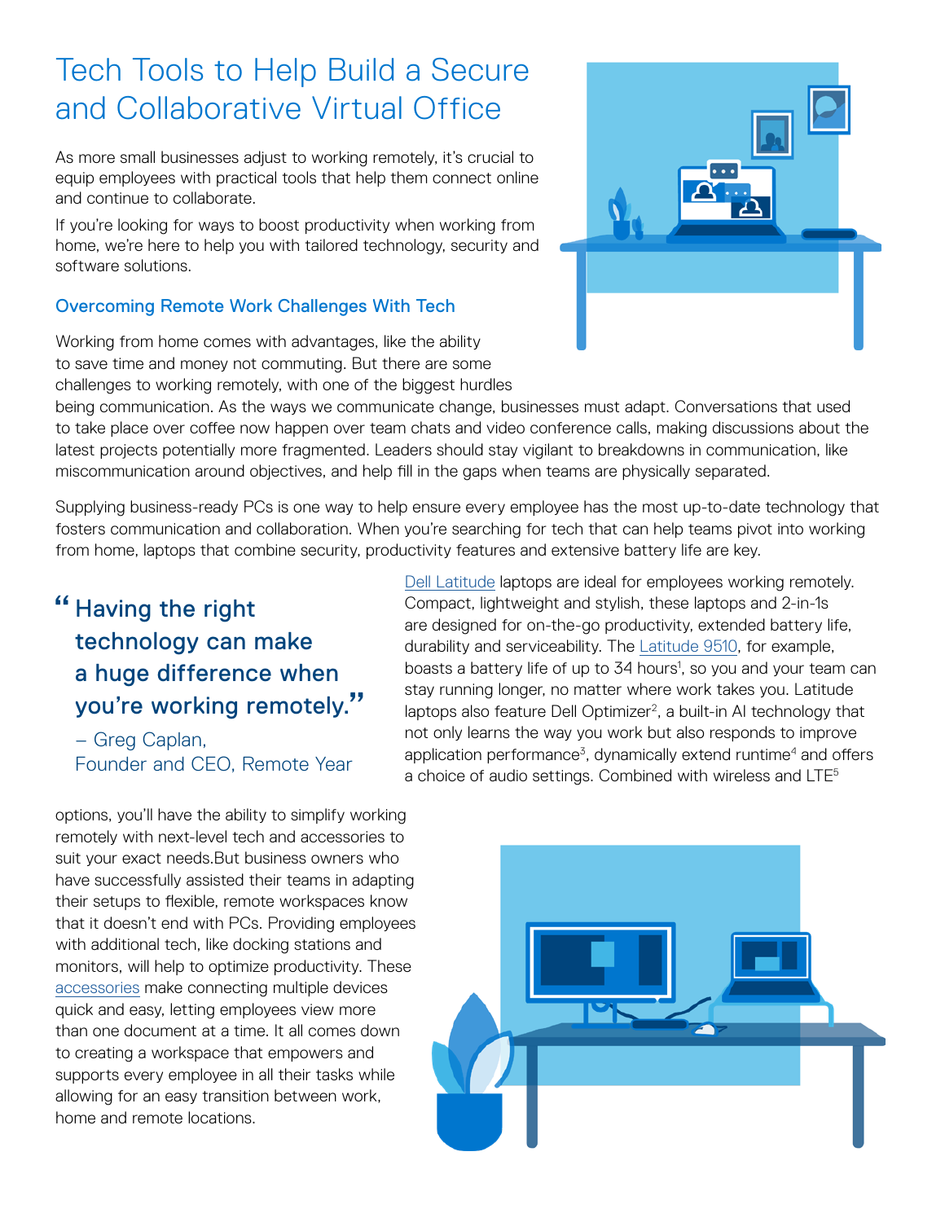# Tech Tools to Help Build a Secure and Collaborative Virtual Office

As more small businesses adjust to working remotely, it's crucial to equip employees with practical tools that help them connect online and continue to collaborate.

If you're looking for ways to boost productivity when working from home, we're here to help you with tailored technology, security and software solutions.

## Overcoming Remote Work Challenges With Tech

Working from home comes with advantages, like the ability to save time and money not commuting. But there are some challenges to working remotely, with one of the biggest hurdles being communication. As the ways we communicate change, businesses must adapt. Conversations that used to take place over coffee now happen over team chats and video conference calls, making discussions about the latest projects potentially more fragmented. Leaders should stay vigilant to breakdowns in communication, like miscommunication around objectives, and help fill in the gaps when teams are physically separated.

Supplying business-ready PCs is one way to help ensure every employee has the most up-to-date technology that fosters communication and collaboration. When you're searching for tech that can help teams pivot into working from home, laptops that combine security, productivity features and extensive battery life are key.

> "Having the right technology can make a huge difference when you're working remotely."
>
> – Greg Caplan, Founder and CEO, Remote Year

Dell Latitude laptops are ideal for employees working remotely. Compact, lightweight and stylish, these laptops and 2-in-1s are designed for on-the-go productivity, extended battery life, durability and serviceability. The Latitude 9510, for example, boasts a battery life of up to 34 hours[1], so you and your team can stay running longer, no matter where work takes you. Latitude laptops also feature Dell Optimizer[2], a built-in AI technology that not only learns the way you work but also responds to improve application performance[3], dynamically extend runtime[4] and offers a choice of audio settings. Combined with wireless and LTE[5] options, you'll have the ability to simplify working remotely with next-level tech and accessories to suit your exact needs.But business owners who have successfully assisted their teams in adapting their setups to flexible, remote workspaces know that it doesn't end with PCs. Providing employees with additional tech, like docking stations and monitors, will help to optimize productivity. These accessories make connecting multiple devices quick and easy, letting employees view more than one document at a time. It all comes down to creating a workspace that empowers and supports every employee in all their tasks while allowing for an easy transition between work, home and remote locations.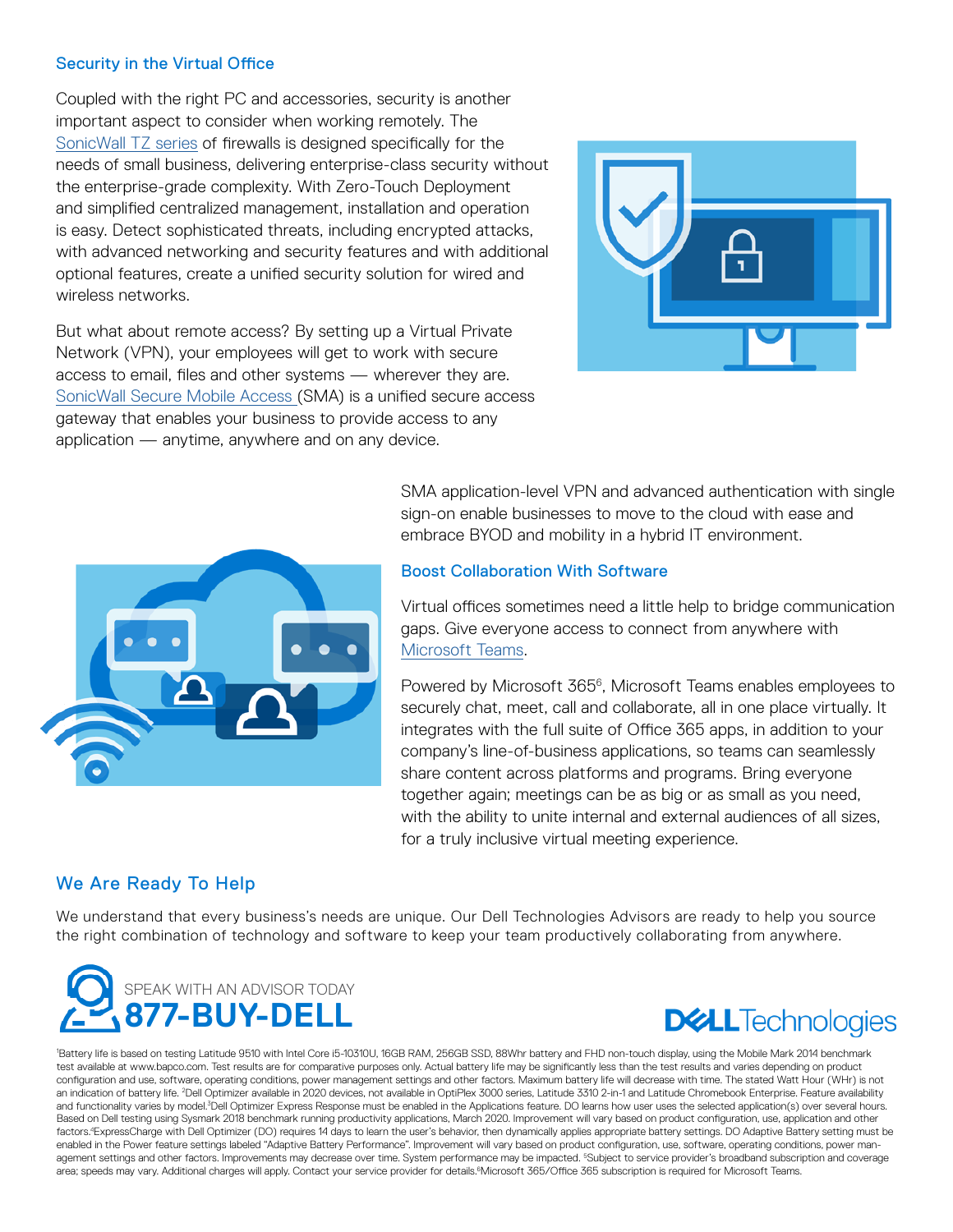## Security in the Virtual Office

Coupled with the right PC and accessories, security is another important aspect to consider when working remotely. The SonicWall TZ series of firewalls is designed specifically for the needs of small business, delivering enterprise-class security without the enterprise-grade complexity. With Zero-Touch Deployment and simplified centralized management, installation and operation is easy. Detect sophisticated threats, including encrypted attacks, with advanced networking and security features and with additional optional features, create a unified security solution for wired and wireless networks.

But what about remote access? By setting up a Virtual Private Network (VPN), your employees will get to work with secure access to email, files and other systems — wherever they are. SonicWall Secure Mobile Access (SMA) is a unified secure access gateway that enables your business to provide access to any application — anytime, anywhere and on any device.

SMA application-level VPN and advanced authentication with single sign-on enable businesses to move to the cloud with ease and embrace BYOD and mobility in a hybrid IT environment.

## Boost Collaboration With Software

Virtual offices sometimes need a little help to bridge communication gaps. Give everyone access to connect from anywhere with Microsoft Teams.

Powered by Microsoft 365[6], Microsoft Teams enables employees to securely chat, meet, call and collaborate, all in one place virtually. It integrates with the full suite of Office 365 apps, in addition to your company's line-of-business applications, so teams can seamlessly share content across platforms and programs. Bring everyone together again; meetings can be as big or as small as you need, with the ability to unite internal and external audiences of all sizes, for a truly inclusive virtual meeting experience.

## We Are Ready To Help

We understand that every business's needs are unique. Our Dell Technologies Advisors are ready to help you source the right combination of technology and software to keep your team productively collaborating from anywhere.

SPEAK WITH AN ADVISOR TODAY

**877-BUY-DELL**

DELL Technologies

[1]Battery life is based on testing Latitude 9510 with Intel Core i5-10310U, 16GB RAM, 256GB SSD, 88Whr battery and FHD non-touch display, using the Mobile Mark 2014 benchmark test available at www.bapco.com. Test results are for comparative purposes only. Actual battery life may be significantly less than the test results and varies depending on product configuration and use, software, operating conditions, power management settings and other factors. Maximum battery life will decrease with time. The stated Watt Hour (WHr) is not an indication of battery life. [2]Dell Optimizer available in 2020 devices, not available in OptiPlex 3000 series, Latitude 3310 2-in-1 and Latitude Chromebook Enterprise. Feature availability and functionality varies by model.[3]Dell Optimizer Express Response must be enabled in the Applications feature. DO learns how user uses the selected application(s) over several hours. Based on Dell testing using Sysmark 2018 benchmark running productivity applications, March 2020. Improvement will vary based on product configuration, use, application and other factors.[4]ExpressCharge with Dell Optimizer (DO) requires 14 days to learn the user's behavior, then dynamically applies appropriate battery settings. DO Adaptive Battery setting must be enabled in the Power feature settings labeled "Adaptive Battery Performance". Improvement will vary based on product configuration, use, software, operating conditions, power management settings and other factors. Improvements may decrease over time. System performance may be impacted. [5]Subject to service provider's broadband subscription and coverage area; speeds may vary. Additional charges will apply. Contact your service provider for details.[6]Microsoft 365/Office 365 subscription is required for Microsoft Teams.